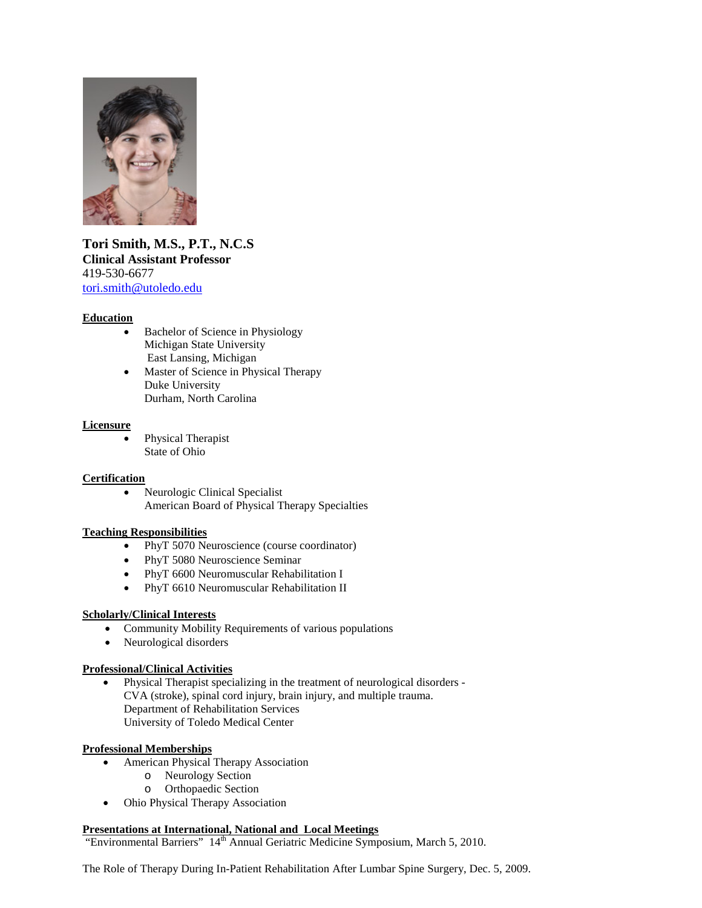**Tori Smith, M.S., P.T., N.C.S**
**Clinical Assistant Professor**
419-530-6677
tori.smith@utoledo.edu

## Education

- Bachelor of Science in Physiology
  Michigan State University
  East Lansing, Michigan
- Master of Science in Physical Therapy
  Duke University
  Durham, North Carolina

## Licensure

- Physical Therapist
  State of Ohio

## Certification

- Neurologic Clinical Specialist
  American Board of Physical Therapy Specialties

## Teaching Responsibilities

- PhyT 5070 Neuroscience (course coordinator)
- PhyT 5080 Neuroscience Seminar
- PhyT 6600 Neuromuscular Rehabilitation I
- PhyT 6610 Neuromuscular Rehabilitation II

## Scholarly/Clinical Interests

- Community Mobility Requirements of various populations
- Neurological disorders

## Professional/Clinical Activities

- Physical Therapist specializing in the treatment of neurological disorders - CVA (stroke), spinal cord injury, brain injury, and multiple trauma.
  Department of Rehabilitation Services
  University of Toledo Medical Center

## Professional Memberships

- American Physical Therapy Association
  - Neurology Section
  - Orthopaedic Section
- Ohio Physical Therapy Association

## Presentations at International, National and Local Meetings

"Environmental Barriers" 14th Annual Geriatric Medicine Symposium, March 5, 2010.

The Role of Therapy During In-Patient Rehabilitation After Lumbar Spine Surgery, Dec. 5, 2009.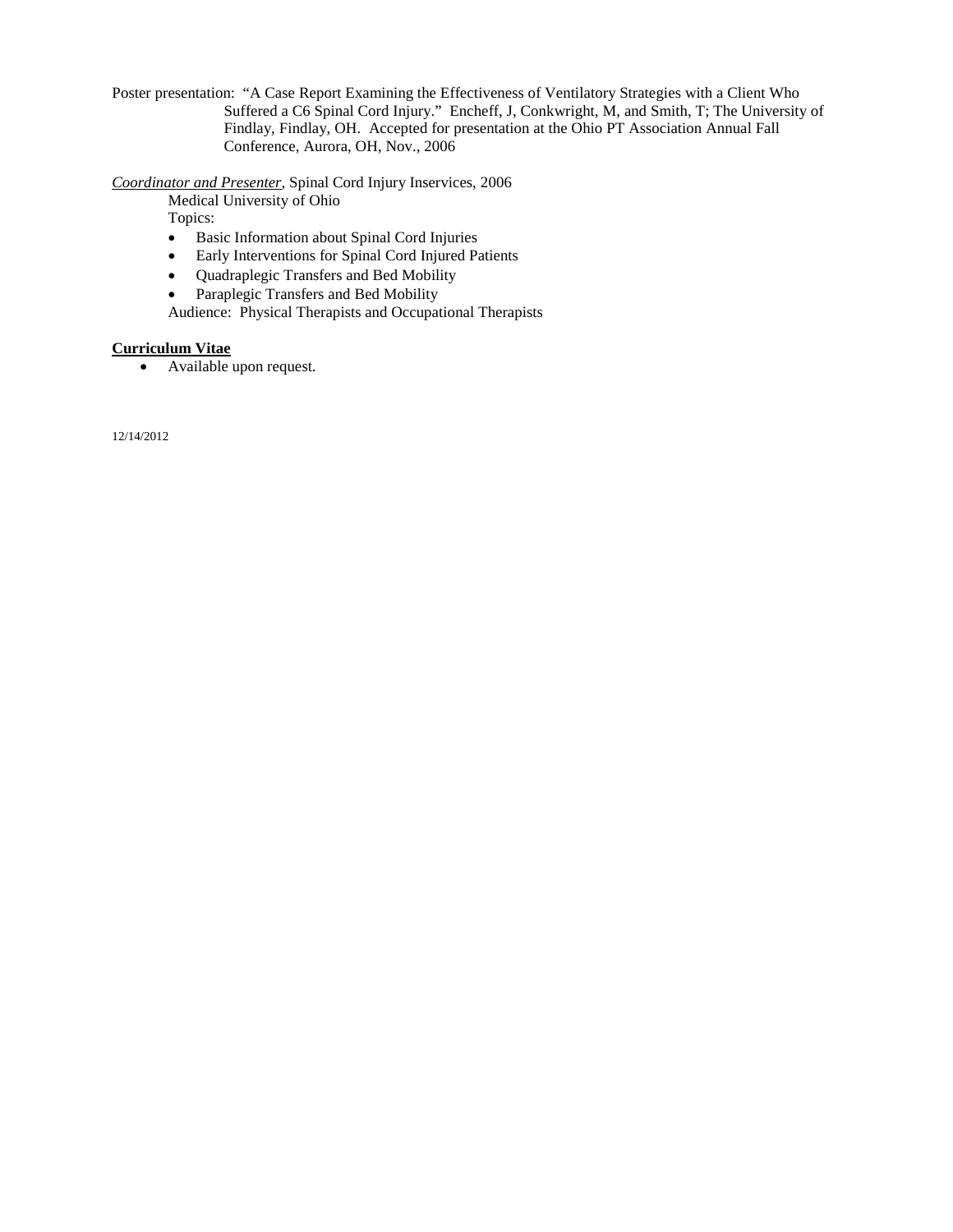Poster presentation: "A Case Report Examining the Effectiveness of Ventilatory Strategies with a Client Who Suffered a C6 Spinal Cord Injury." Encheff, J, Conkwright, M, and Smith, T; The University of Findlay, Findlay, OH. Accepted for presentation at the Ohio PT Association Annual Fall Conference, Aurora, OH, Nov., 2006

*Coordinator and Presenter*, Spinal Cord Injury Inservices, 2006
Medical University of Ohio
Topics:

- Basic Information about Spinal Cord Injuries
- Early Interventions for Spinal Cord Injured Patients
- Quadraplegic Transfers and Bed Mobility
- Paraplegic Transfers and Bed Mobility

Audience: Physical Therapists and Occupational Therapists

**Curriculum Vitae**

- Available upon request.

12/14/2012